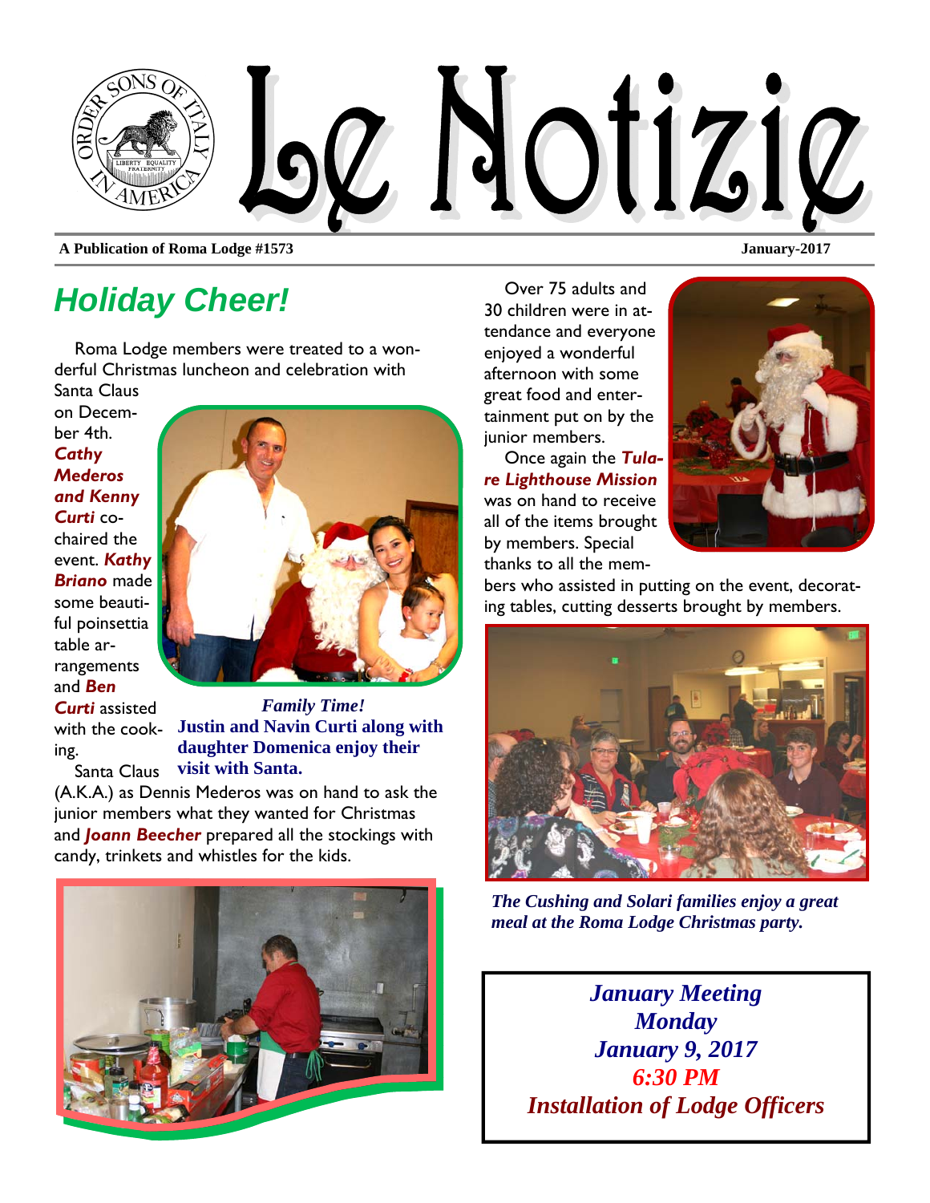# Le Notizie

A Publication of Roma Lodge #1573

January-2017

## Holiday Cheer!

Roma Lodge members were treated to a wonderful Christmas luncheon and celebration with Santa Claus on December 4th. ***Cathy Mederos and Kenny Curti*** co-chaired the event. ***Kathy Briano*** made some beautiful poinsettia table arrangements and ***Ben Curti*** assisted with the cooking.

Santa Claus (A.K.A.) as Dennis Mederos was on hand to ask the junior members what they wanted for Christmas and ***Joann Beecher*** prepared all the stockings with candy, trinkets and whistles for the kids.

***Family Time!***
**Justin and Navin Curti along with daughter Domenica enjoy their visit with Santa.**

Over 75 adults and 30 children were in attendance and everyone enjoyed a wonderful afternoon with some great food and entertainment put on by the junior members.

Once again the ***Tulare Lighthouse Mission*** was on hand to receive all of the items brought by members. Special thanks to all the members who assisted in putting on the event, decorating tables, cutting desserts brought by members.

*The Cushing and Solari families enjoy a great meal at the Roma Lodge Christmas party.*

***January Meeting***
***Monday***
***January 9, 2017***
***6:30 PM***
***Installation of Lodge Officers***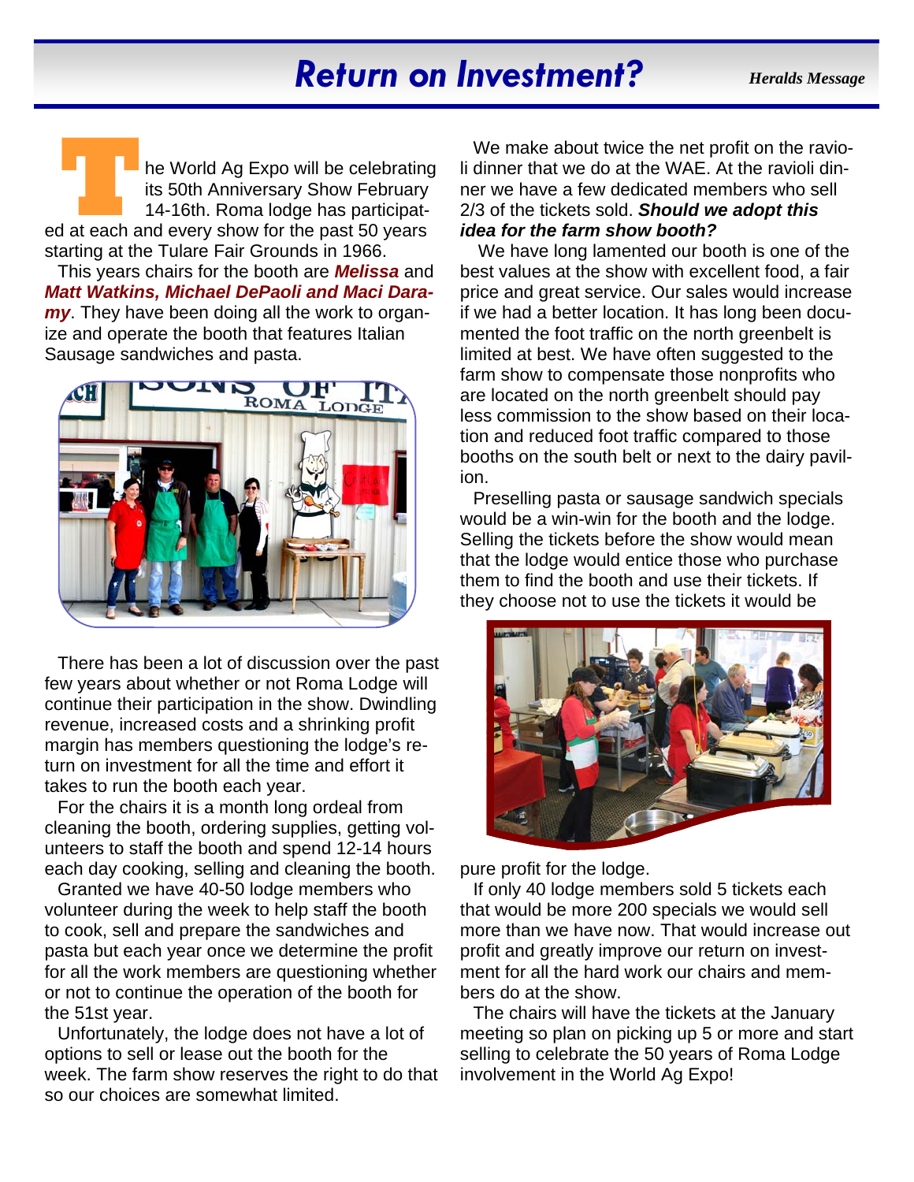# Return on Investment?

*Heralds Message*

The World Ag Expo will be celebrating its 50th Anniversary Show February 14-16th. Roma lodge has participated at each and every show for the past 50 years starting at the Tulare Fair Grounds in 1966.

This years chairs for the booth are ***Melissa*** and ***Matt Watkins, Michael DePaoli and Maci Daramy***. They have been doing all the work to organize and operate the booth that features Italian Sausage sandwiches and pasta.

There has been a lot of discussion over the past few years about whether or not Roma Lodge will continue their participation in the show. Dwindling revenue, increased costs and a shrinking profit margin has members questioning the lodge's return on investment for all the time and effort it takes to run the booth each year.

For the chairs it is a month long ordeal from cleaning the booth, ordering supplies, getting volunteers to staff the booth and spend 12-14 hours each day cooking, selling and cleaning the booth.

Granted we have 40-50 lodge members who volunteer during the week to help staff the booth to cook, sell and prepare the sandwiches and pasta but each year once we determine the profit for all the work members are questioning whether or not to continue the operation of the booth for the 51st year.

Unfortunately, the lodge does not have a lot of options to sell or lease out the booth for the week. The farm show reserves the right to do that so our choices are somewhat limited.

We make about twice the net profit on the ravioli dinner that we do at the WAE. At the ravioli dinner we have a few dedicated members who sell 2/3 of the tickets sold. ***Should we adopt this idea for the farm show booth?***

We have long lamented our booth is one of the best values at the show with excellent food, a fair price and great service. Our sales would increase if we had a better location. It has long been documented the foot traffic on the north greenbelt is limited at best. We have often suggested to the farm show to compensate those nonprofits who are located on the north greenbelt should pay less commission to the show based on their location and reduced foot traffic compared to those booths on the south belt or next to the dairy pavilion.

Preselling pasta or sausage sandwich specials would be a win-win for the booth and the lodge. Selling the tickets before the show would mean that the lodge would entice those who purchase them to find the booth and use their tickets. If they choose not to use the tickets it would be pure profit for the lodge.

If only 40 lodge members sold 5 tickets each that would be more 200 specials we would sell more than we have now. That would increase out profit and greatly improve our return on investment for all the hard work our chairs and members do at the show.

The chairs will have the tickets at the January meeting so plan on picking up 5 or more and start selling to celebrate the 50 years of Roma Lodge involvement in the World Ag Expo!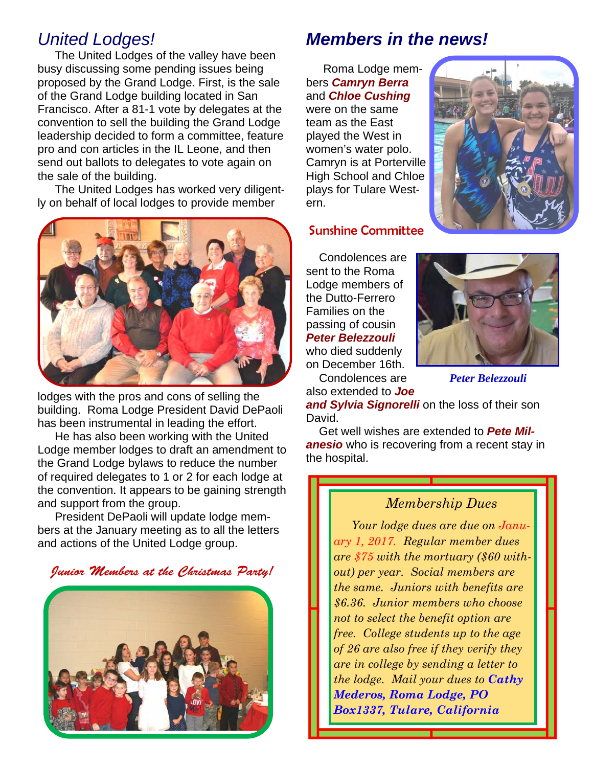## *United Lodges!*

The United Lodges of the valley have been busy discussing some pending issues being proposed by the Grand Lodge. First, is the sale of the Grand Lodge building located in San Francisco. After a 81-1 vote by delegates at the convention to sell the building the Grand Lodge leadership decided to form a committee, feature pro and con articles in the IL Leone, and then send out ballots to delegates to vote again on the sale of the building.

The United Lodges has worked very diligently on behalf of local lodges to provide member lodges with the pros and cons of selling the building. Roma Lodge President David DePaoli has been instrumental in leading the effort.

He has also been working with the United Lodge member lodges to draft an amendment to the Grand Lodge bylaws to reduce the number of required delegates to 1 or 2 for each lodge at the convention. It appears to be gaining strength and support from the group.

President DePaoli will update lodge members at the January meeting as to all the letters and actions of the United Lodge group.

*Junior Members at the Christmas Party!*

## *Members in the news!*

Roma Lodge members ***Camryn Berra*** and ***Chloe Cushing*** were on the same team as the East played the West in women's water polo. Camryn is at Porterville High School and Chloe plays for Tulare Western.

### Sunshine Committee

Condolences are sent to the Roma Lodge members of the Dutto-Ferrero Families on the passing of cousin ***Peter Belezzouli*** who died suddenly on December 16th.

*Peter Belezzouli*

Condolences are also extended to ***Joe and Sylvia Signorelli*** on the loss of their son David.

Get well wishes are extended to ***Pete Milanesio*** who is recovering from a recent stay in the hospital.

### *Membership Dues*

*Your lodge dues are due on January 1, 2017. Regular member dues are $75 with the mortuary ($60 without) per year. Social members are the same. Juniors with benefits are $6.36. Junior members who choose not to select the benefit option are free. College students up to the age of 26 are also free if they verify they are in college by sending a letter to the lodge. Mail your dues to* ***Cathy Mederos, Roma Lodge, PO Box1337, Tulare, California***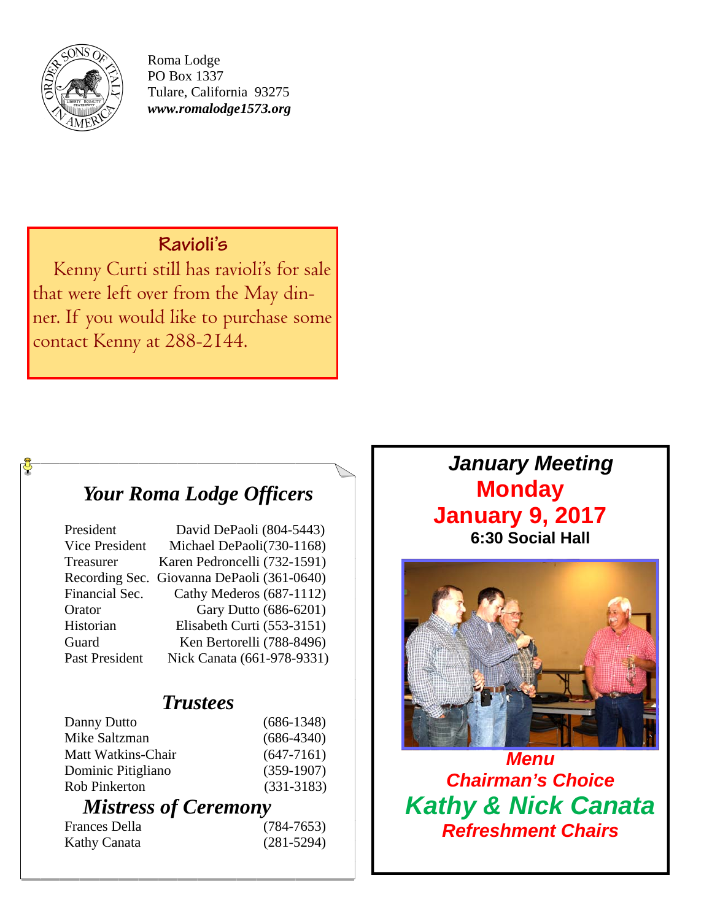Roma Lodge
PO Box 1337
Tulare, California 93275
***www.romalodge1573.org***

## Ravioli's

Kenny Curti still has ravioli's for sale that were left over from the May dinner. If you would like to purchase some contact Kenny at 288-2144.

## *Your Roma Lodge Officers*

| | |
|---|---|
| President | David DePaoli (804-5443) |
| Vice President | Michael DePaoli(730-1168) |
| Treasurer | Karen Pedroncelli (732-1591) |
| Recording Sec. | Giovanna DePaoli (361-0640) |
| Financial Sec. | Cathy Mederos (687-1112) |
| Orator | Gary Dutto (686-6201) |
| Historian | Elisabeth Curti (553-3151) |
| Guard | Ken Bertorelli (788-8496) |
| Past President | Nick Canata (661-978-9331) |

### *Trustees*

| | |
|---|---|
| Danny Dutto | (686-1348) |
| Mike Saltzman | (686-4340) |
| Matt Watkins-Chair | (647-7161) |
| Dominic Pitigliano | (359-1907) |
| Rob Pinkerton | (331-3183) |

### *Mistress of Ceremony*

| | |
|---|---|
| Frances Della | (784-7653) |
| Kathy Canata | (281-5294) |

## *January Meeting*

**Monday**

**January 9, 2017**

**6:30 Social Hall**

***Menu***

***Chairman's Choice***

***Kathy & Nick Canata***

***Refreshment Chairs***